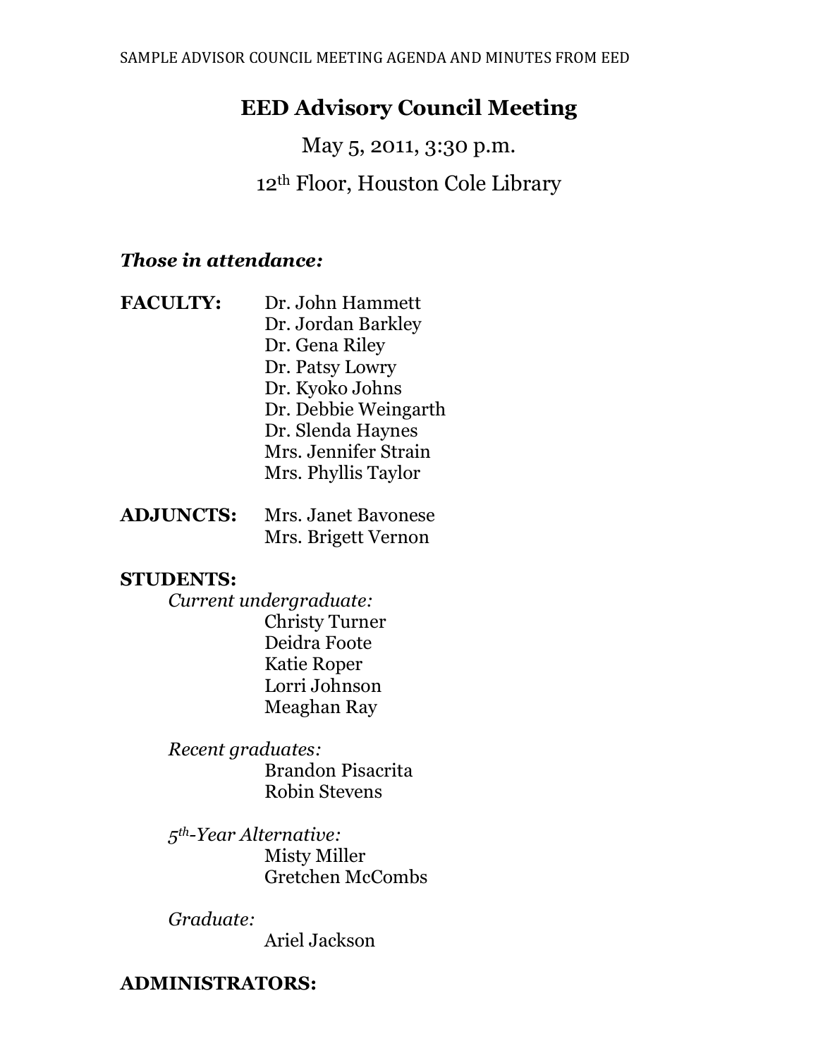SAMPLE ADVISOR COUNCIL MEETING AGENDA AND MINUTES FROM EED

# EED Advisory Council Meeting

May 5, 2011, 3:30 p.m.

12th Floor, Houston Cole Library

***Those in attendance:***

**FACULTY:**
- Dr. John Hammett
- Dr. Jordan Barkley
- Dr. Gena Riley
- Dr. Patsy Lowry
- Dr. Kyoko Johns
- Dr. Debbie Weingarth
- Dr. Slenda Haynes
- Mrs. Jennifer Strain
- Mrs. Phyllis Taylor

**ADJUNCTS:**
- Mrs. Janet Bavonese
- Mrs. Brigett Vernon

**STUDENTS:**

*Current undergraduate:*
- Christy Turner
- Deidra Foote
- Katie Roper
- Lorri Johnson
- Meaghan Ray

*Recent graduates:*
- Brandon Pisacrita
- Robin Stevens

*5th-Year Alternative:*
- Misty Miller
- Gretchen McCombs

*Graduate:*
- Ariel Jackson

**ADMINISTRATORS:**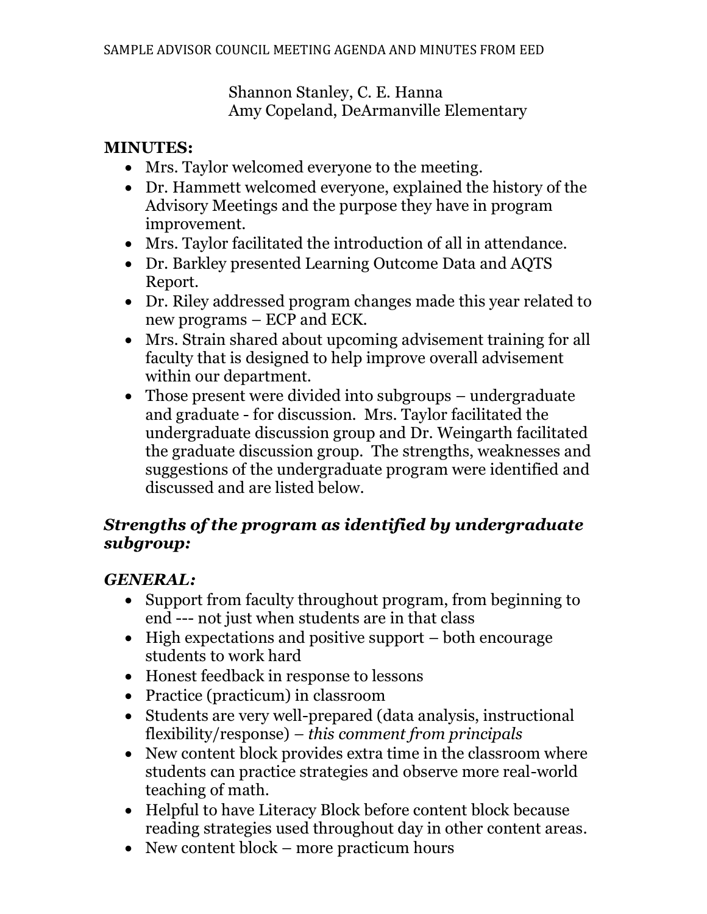Shannon Stanley, C. E. Hanna
Amy Copeland, DeArmanville Elementary

**MINUTES:**

- Mrs. Taylor welcomed everyone to the meeting.
- Dr. Hammett welcomed everyone, explained the history of the Advisory Meetings and the purpose they have in program improvement.
- Mrs. Taylor facilitated the introduction of all in attendance.
- Dr. Barkley presented Learning Outcome Data and AQTS Report.
- Dr. Riley addressed program changes made this year related to new programs – ECP and ECK.
- Mrs. Strain shared about upcoming advisement training for all faculty that is designed to help improve overall advisement within our department.
- Those present were divided into subgroups – undergraduate and graduate - for discussion. Mrs. Taylor facilitated the undergraduate discussion group and Dr. Weingarth facilitated the graduate discussion group. The strengths, weaknesses and suggestions of the undergraduate program were identified and discussed and are listed below.

***Strengths of the program as identified by undergraduate subgroup:***

***GENERAL:***

- Support from faculty throughout program, from beginning to end --- not just when students are in that class
- High expectations and positive support – both encourage students to work hard
- Honest feedback in response to lessons
- Practice (practicum) in classroom
- Students are very well-prepared (data analysis, instructional flexibility/response) – *this comment from principals*
- New content block provides extra time in the classroom where students can practice strategies and observe more real-world teaching of math.
- Helpful to have Literacy Block before content block because reading strategies used throughout day in other content areas.
- New content block – more practicum hours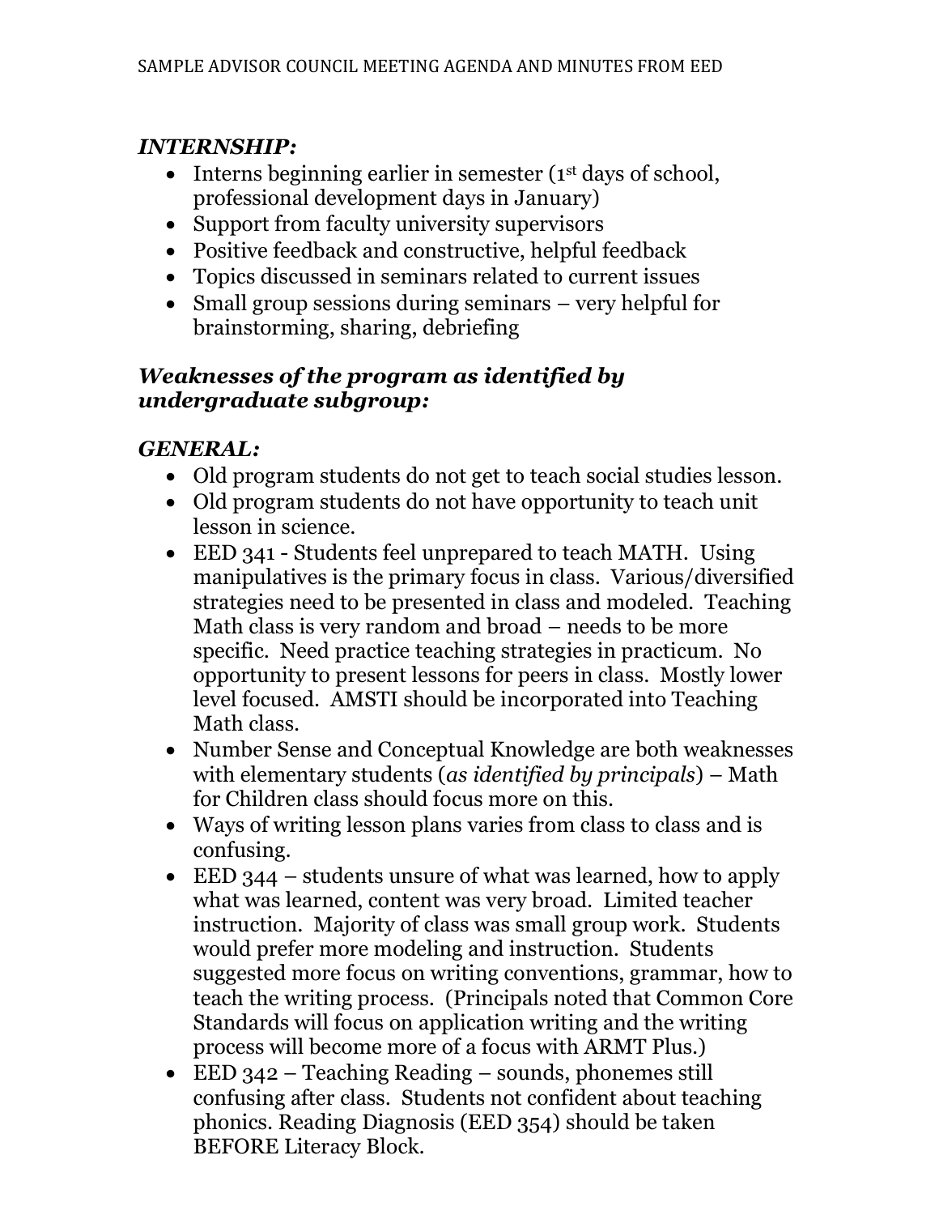### *INTERNSHIP:*

- Interns beginning earlier in semester (1st days of school, professional development days in January)
- Support from faculty university supervisors
- Positive feedback and constructive, helpful feedback
- Topics discussed in seminars related to current issues
- Small group sessions during seminars – very helpful for brainstorming, sharing, debriefing

### *Weaknesses of the program as identified by undergraduate subgroup:*

### *GENERAL:*

- Old program students do not get to teach social studies lesson.
- Old program students do not have opportunity to teach unit lesson in science.
- EED 341 - Students feel unprepared to teach MATH. Using manipulatives is the primary focus in class. Various/diversified strategies need to be presented in class and modeled. Teaching Math class is very random and broad – needs to be more specific. Need practice teaching strategies in practicum. No opportunity to present lessons for peers in class. Mostly lower level focused. AMSTI should be incorporated into Teaching Math class.
- Number Sense and Conceptual Knowledge are both weaknesses with elementary students (*as identified by principals*) – Math for Children class should focus more on this.
- Ways of writing lesson plans varies from class to class and is confusing.
- EED 344 – students unsure of what was learned, how to apply what was learned, content was very broad. Limited teacher instruction. Majority of class was small group work. Students would prefer more modeling and instruction. Students suggested more focus on writing conventions, grammar, how to teach the writing process. (Principals noted that Common Core Standards will focus on application writing and the writing process will become more of a focus with ARMT Plus.)
- EED 342 – Teaching Reading – sounds, phonemes still confusing after class. Students not confident about teaching phonics. Reading Diagnosis (EED 354) should be taken BEFORE Literacy Block.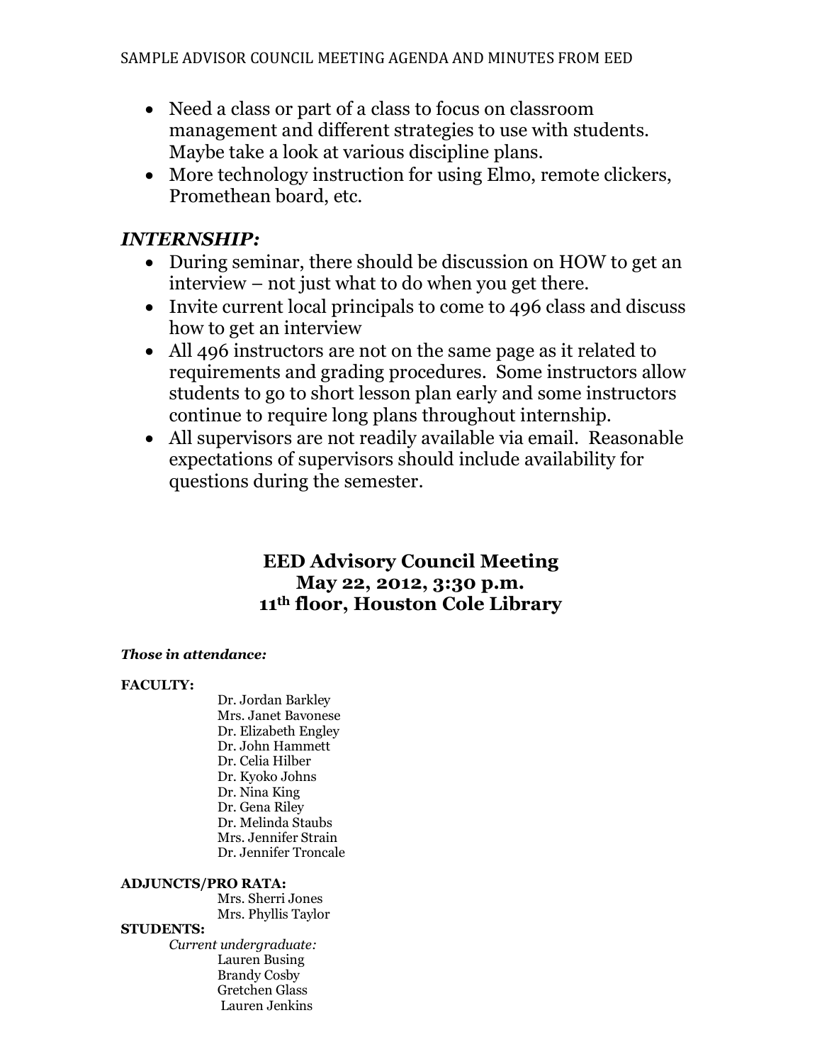- Need a class or part of a class to focus on classroom management and different strategies to use with students. Maybe take a look at various discipline plans.
- More technology instruction for using Elmo, remote clickers, Promethean board, etc.

## *INTERNSHIP:*

- During seminar, there should be discussion on HOW to get an interview – not just what to do when you get there.
- Invite current local principals to come to 496 class and discuss how to get an interview
- All 496 instructors are not on the same page as it related to requirements and grading procedures. Some instructors allow students to go to short lesson plan early and some instructors continue to require long plans throughout internship.
- All supervisors are not readily available via email. Reasonable expectations of supervisors should include availability for questions during the semester.

# EED Advisory Council Meeting
# May 22, 2012, 3:30 p.m.
# 11th floor, Houston Cole Library

***Those in attendance:***

**FACULTY:**

Dr. Jordan Barkley
Mrs. Janet Bavonese
Dr. Elizabeth Engley
Dr. John Hammett
Dr. Celia Hilber
Dr. Kyoko Johns
Dr. Nina King
Dr. Gena Riley
Dr. Melinda Staubs
Mrs. Jennifer Strain
Dr. Jennifer Troncale

**ADJUNCTS/PRO RATA:**

Mrs. Sherri Jones
Mrs. Phyllis Taylor

**STUDENTS:**

*Current undergraduate:*

Lauren Busing
Brandy Cosby
Gretchen Glass
Lauren Jenkins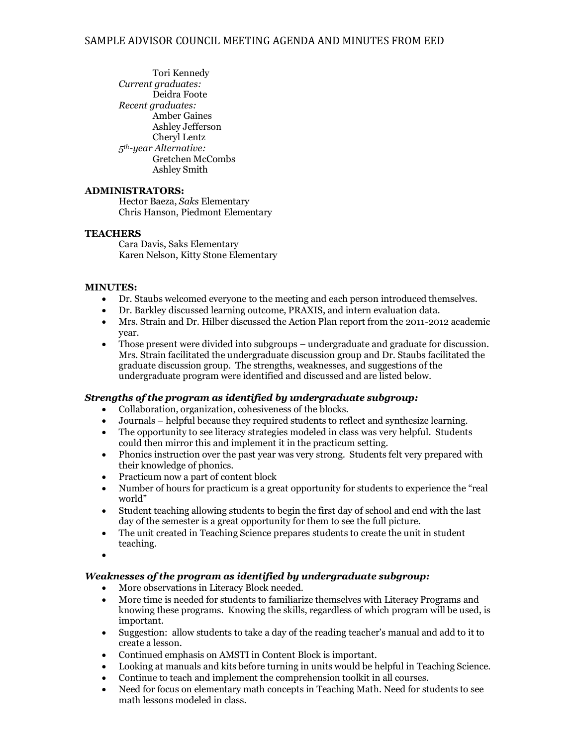Tori Kennedy

*Current graduates:*

Deidra Foote

*Recent graduates:*

Amber Gaines

Ashley Jefferson

Cheryl Lentz

*5th-year Alternative:*

Gretchen McCombs

Ashley Smith

**ADMINISTRATORS:**

Hector Baeza, *Saks* Elementary

Chris Hanson, Piedmont Elementary

**TEACHERS**

Cara Davis, Saks Elementary

Karen Nelson, Kitty Stone Elementary

**MINUTES:**

- Dr. Staubs welcomed everyone to the meeting and each person introduced themselves.
- Dr. Barkley discussed learning outcome, PRAXIS, and intern evaluation data.
- Mrs. Strain and Dr. Hilber discussed the Action Plan report from the 2011-2012 academic year.
- Those present were divided into subgroups – undergraduate and graduate for discussion. Mrs. Strain facilitated the undergraduate discussion group and Dr. Staubs facilitated the graduate discussion group. The strengths, weaknesses, and suggestions of the undergraduate program were identified and discussed and are listed below.

***Strengths of the program as identified by undergraduate subgroup:***

- Collaboration, organization, cohesiveness of the blocks.
- Journals – helpful because they required students to reflect and synthesize learning.
- The opportunity to see literacy strategies modeled in class was very helpful. Students could then mirror this and implement it in the practicum setting.
- Phonics instruction over the past year was very strong. Students felt very prepared with their knowledge of phonics.
- Practicum now a part of content block
- Number of hours for practicum is a great opportunity for students to experience the "real world"
- Student teaching allowing students to begin the first day of school and end with the last day of the semester is a great opportunity for them to see the full picture.
- The unit created in Teaching Science prepares students to create the unit in student teaching.
- 

***Weaknesses of the program as identified by undergraduate subgroup:***

- More observations in Literacy Block needed.
- More time is needed for students to familiarize themselves with Literacy Programs and knowing these programs. Knowing the skills, regardless of which program will be used, is important.
- Suggestion: allow students to take a day of the reading teacher's manual and add to it to create a lesson.
- Continued emphasis on AMSTI in Content Block is important.
- Looking at manuals and kits before turning in units would be helpful in Teaching Science.
- Continue to teach and implement the comprehension toolkit in all courses.
- Need for focus on elementary math concepts in Teaching Math. Need for students to see math lessons modeled in class.